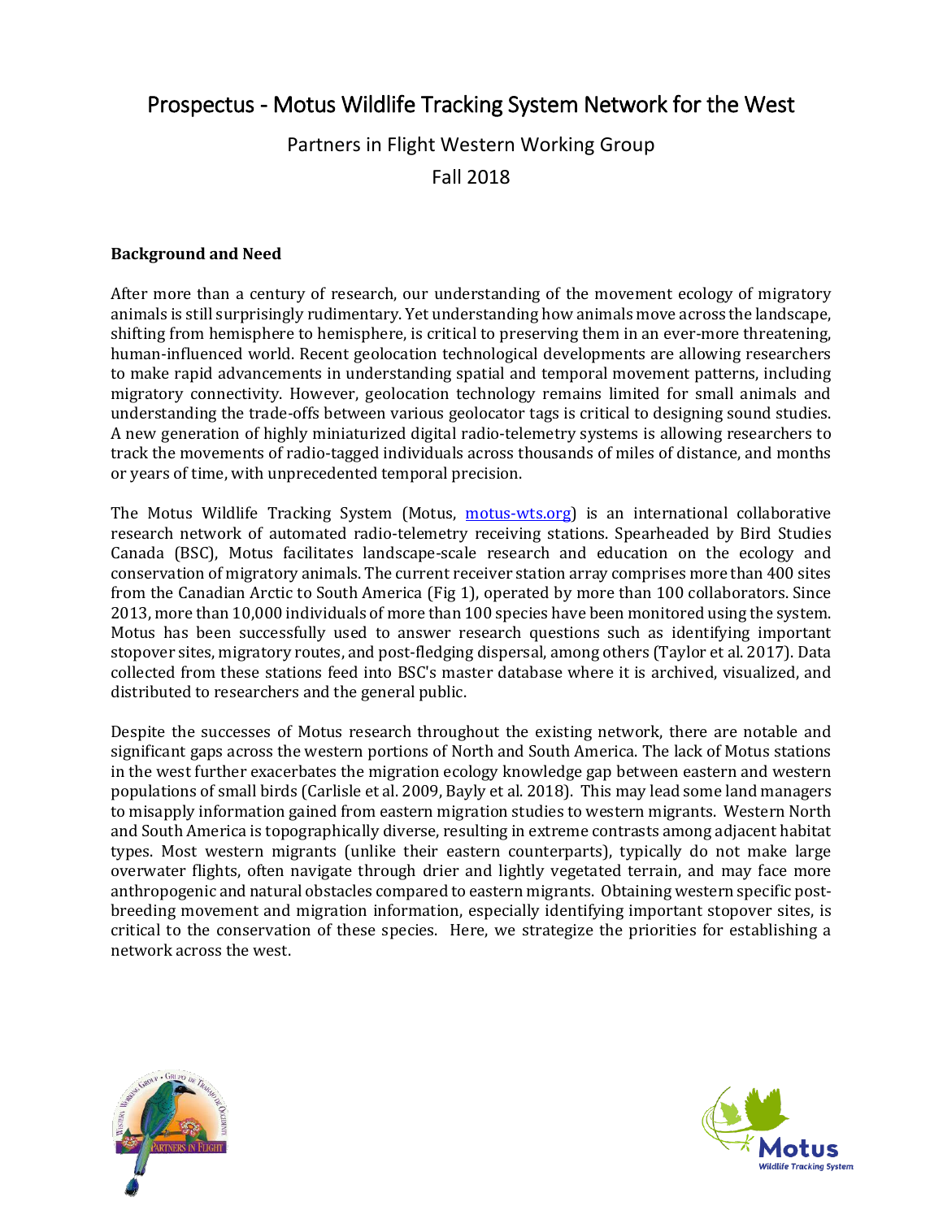# Prospectus - Motus Wildlife Tracking System Network for the West

Partners in Flight Western Working Group

Fall 2018

**Background and Need**

After more than a century of research, our understanding of the movement ecology of migratory animals is still surprisingly rudimentary. Yet understanding how animals move across the landscape, shifting from hemisphere to hemisphere, is critical to preserving them in an ever-more threatening, human-influenced world. Recent geolocation technological developments are allowing researchers to make rapid advancements in understanding spatial and temporal movement patterns, including migratory connectivity. However, geolocation technology remains limited for small animals and understanding the trade-offs between various geolocator tags is critical to designing sound studies. A new generation of highly miniaturized digital radio-telemetry systems is allowing researchers to track the movements of radio-tagged individuals across thousands of miles of distance, and months or years of time, with unprecedented temporal precision.

The Motus Wildlife Tracking System (Motus, [motus-wts.org](motus-wts.org)) is an international collaborative research network of automated radio-telemetry receiving stations. Spearheaded by Bird Studies Canada (BSC), Motus facilitates landscape-scale research and education on the ecology and conservation of migratory animals. The current receiver station array comprises more than 400 sites from the Canadian Arctic to South America (Fig 1), operated by more than 100 collaborators. Since 2013, more than 10,000 individuals of more than 100 species have been monitored using the system. Motus has been successfully used to answer research questions such as identifying important stopover sites, migratory routes, and post-fledging dispersal, among others (Taylor et al. 2017). Data collected from these stations feed into BSC's master database where it is archived, visualized, and distributed to researchers and the general public.

Despite the successes of Motus research throughout the existing network, there are notable and significant gaps across the western portions of North and South America. The lack of Motus stations in the west further exacerbates the migration ecology knowledge gap between eastern and western populations of small birds (Carlisle et al. 2009, Bayly et al. 2018). This may lead some land managers to misapply information gained from eastern migration studies to western migrants. Western North and South America is topographically diverse, resulting in extreme contrasts among adjacent habitat types. Most western migrants (unlike their eastern counterparts), typically do not make large overwater flights, often navigate through drier and lightly vegetated terrain, and may face more anthropogenic and natural obstacles compared to eastern migrants. Obtaining western specific post-breeding movement and migration information, especially identifying important stopover sites, is critical to the conservation of these species. Here, we strategize the priorities for establishing a network across the west.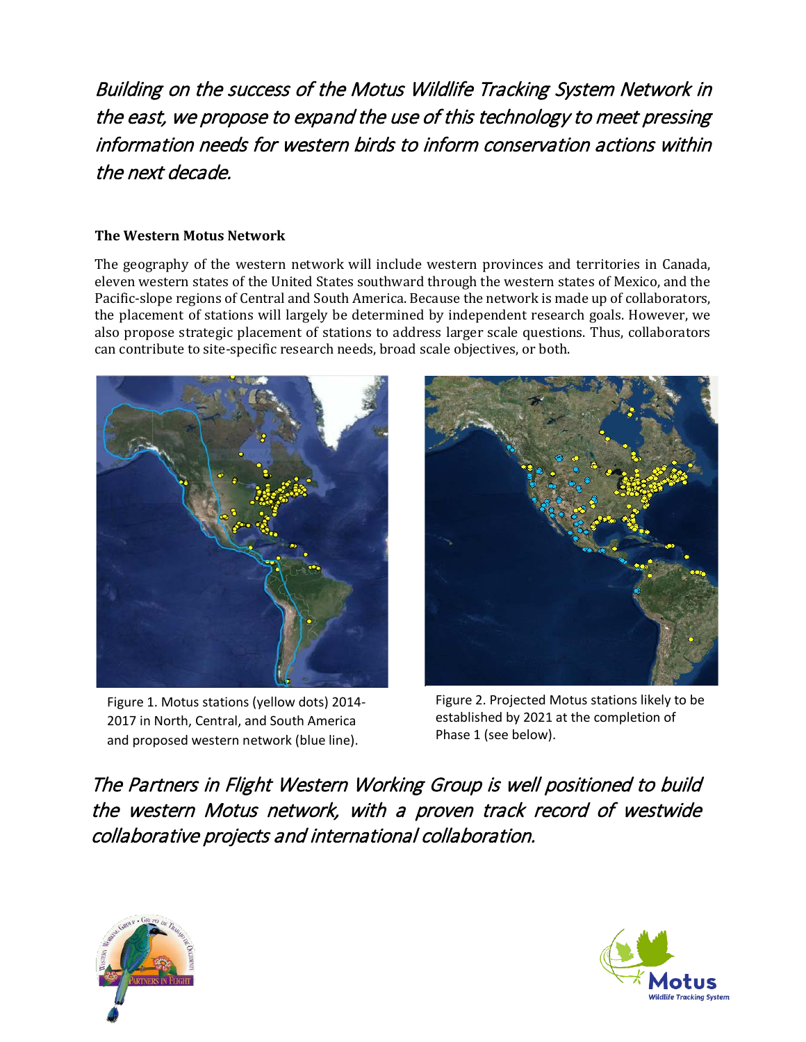*Building on the success of the Motus Wildlife Tracking System Network in the east, we propose to expand the use of this technology to meet pressing information needs for western birds to inform conservation actions within the next decade.*

### The Western Motus Network

The geography of the western network will include western provinces and territories in Canada, eleven western states of the United States southward through the western states of Mexico, and the Pacific-slope regions of Central and South America. Because the network is made up of collaborators, the placement of stations will largely be determined by independent research goals. However, we also propose strategic placement of stations to address larger scale questions. Thus, collaborators can contribute to site-specific research needs, broad scale objectives, or both.

Figure 1. Motus stations (yellow dots) 2014-2017 in North, Central, and South America and proposed western network (blue line).

Figure 2. Projected Motus stations likely to be established by 2021 at the completion of Phase 1 (see below).

*The Partners in Flight Western Working Group is well positioned to build the western Motus network, with a proven track record of westwide collaborative projects and international collaboration.*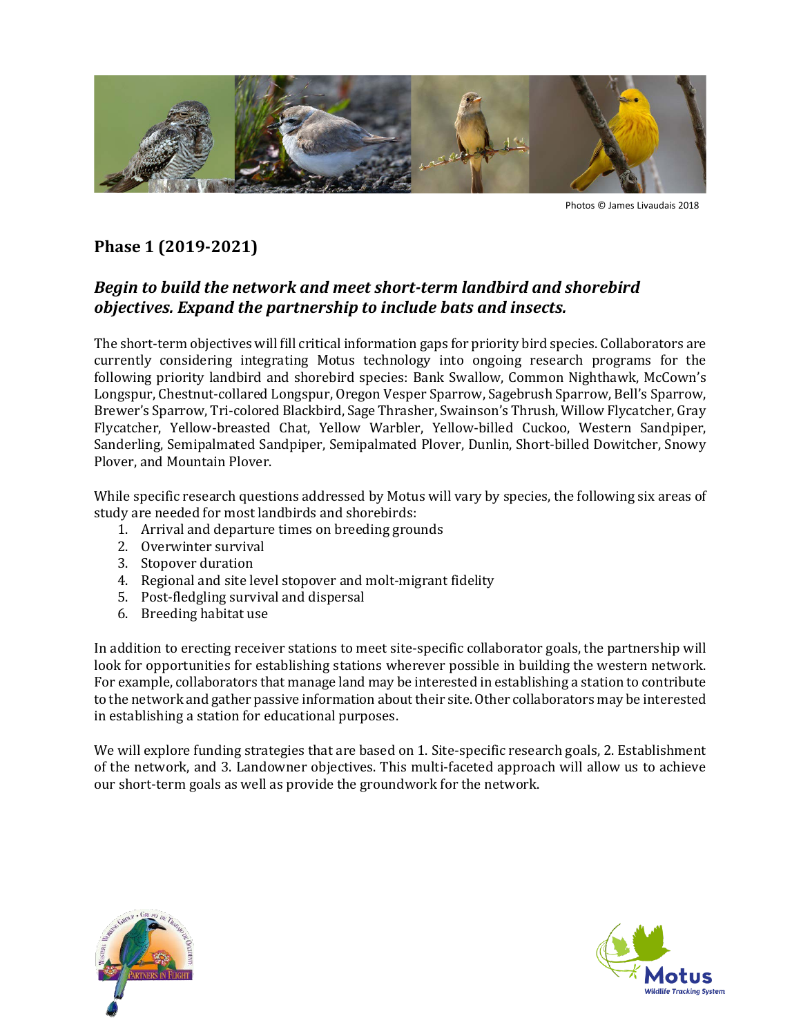Photos © James Livaudais 2018

## Phase 1 (2019-2021)

### *Begin to build the network and meet short-term landbird and shorebird objectives. Expand the partnership to include bats and insects.*

The short-term objectives will fill critical information gaps for priority bird species. Collaborators are currently considering integrating Motus technology into ongoing research programs for the following priority landbird and shorebird species: Bank Swallow, Common Nighthawk, McCown's Longspur, Chestnut-collared Longspur, Oregon Vesper Sparrow, Sagebrush Sparrow, Bell's Sparrow, Brewer's Sparrow, Tri-colored Blackbird, Sage Thrasher, Swainson's Thrush, Willow Flycatcher, Gray Flycatcher, Yellow-breasted Chat, Yellow Warbler, Yellow-billed Cuckoo, Western Sandpiper, Sanderling, Semipalmated Sandpiper, Semipalmated Plover, Dunlin, Short-billed Dowitcher, Snowy Plover, and Mountain Plover.

While specific research questions addressed by Motus will vary by species, the following six areas of study are needed for most landbirds and shorebirds:

1. Arrival and departure times on breeding grounds
2. Overwinter survival
3. Stopover duration
4. Regional and site level stopover and molt-migrant fidelity
5. Post-fledgling survival and dispersal
6. Breeding habitat use

In addition to erecting receiver stations to meet site-specific collaborator goals, the partnership will look for opportunities for establishing stations wherever possible in building the western network. For example, collaborators that manage land may be interested in establishing a station to contribute to the network and gather passive information about their site. Other collaborators may be interested in establishing a station for educational purposes.

We will explore funding strategies that are based on 1. Site-specific research goals, 2. Establishment of the network, and 3. Landowner objectives. This multi-faceted approach will allow us to achieve our short-term goals as well as provide the groundwork for the network.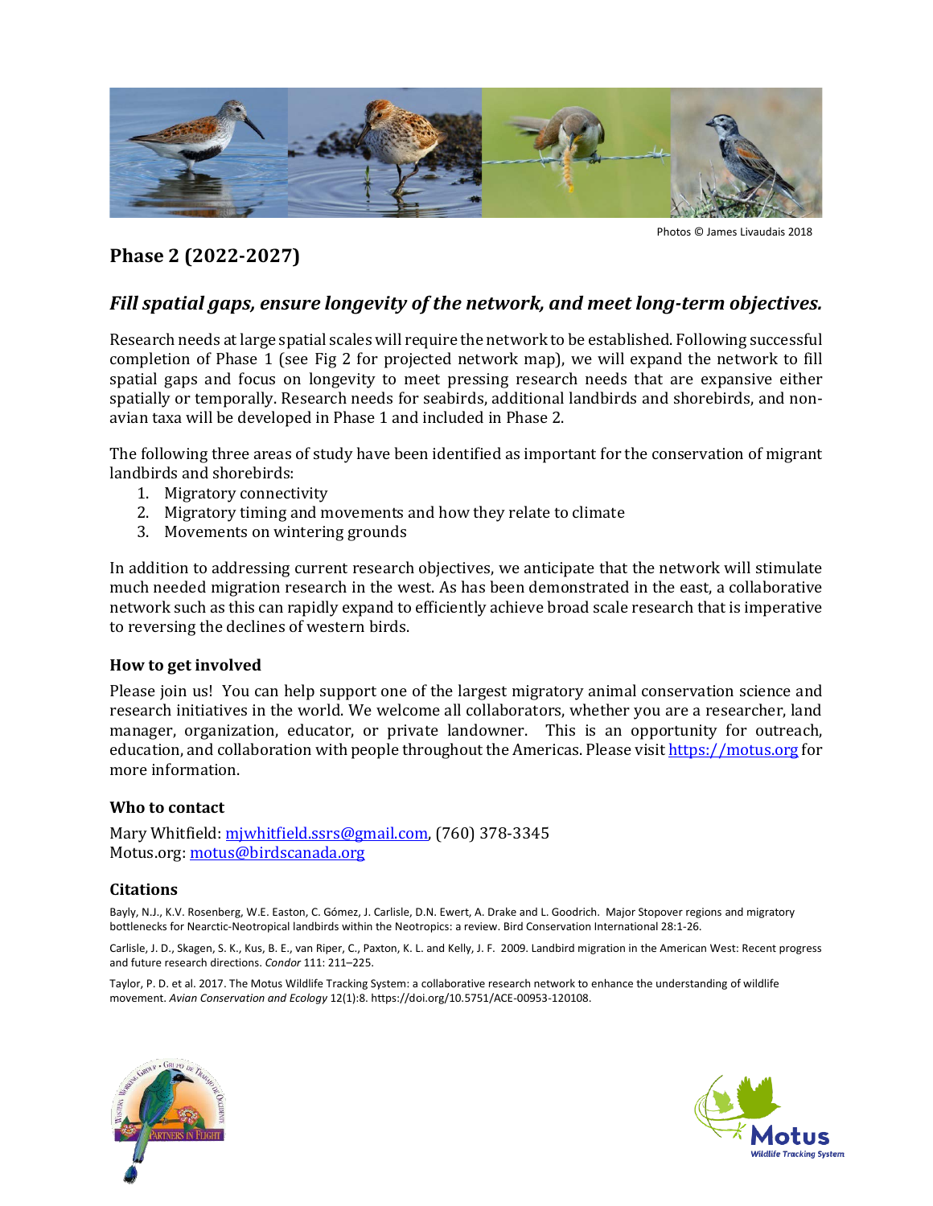Photos © James Livaudais 2018

## Phase 2 (2022-2027)

### *Fill spatial gaps, ensure longevity of the network, and meet long-term objectives.*

Research needs at large spatial scales will require the network to be established. Following successful completion of Phase 1 (see Fig 2 for projected network map), we will expand the network to fill spatial gaps and focus on longevity to meet pressing research needs that are expansive either spatially or temporally. Research needs for seabirds, additional landbirds and shorebirds, and non-avian taxa will be developed in Phase 1 and included in Phase 2.

The following three areas of study have been identified as important for the conservation of migrant landbirds and shorebirds:

1. Migratory connectivity
2. Migratory timing and movements and how they relate to climate
3. Movements on wintering grounds

In addition to addressing current research objectives, we anticipate that the network will stimulate much needed migration research in the west. As has been demonstrated in the east, a collaborative network such as this can rapidly expand to efficiently achieve broad scale research that is imperative to reversing the declines of western birds.

### How to get involved

Please join us! You can help support one of the largest migratory animal conservation science and research initiatives in the world. We welcome all collaborators, whether you are a researcher, land manager, organization, educator, or private landowner. This is an opportunity for outreach, education, and collaboration with people throughout the Americas. Please visit [https://motus.org](https://motus.org) for more information.

### Who to contact

Mary Whitfield: [mjwhitfield.ssrs@gmail.com](mailto:mjwhitfield.ssrs@gmail.com), (760) 378-3345
Motus.org: [motus@birdscanada.org](mailto:motus@birdscanada.org)

### Citations

Bayly, N.J., K.V. Rosenberg, W.E. Easton, C. Gómez, J. Carlisle, D.N. Ewert, A. Drake and L. Goodrich. Major Stopover regions and migratory bottlenecks for Nearctic-Neotropical landbirds within the Neotropics: a review. Bird Conservation International 28:1-26.

Carlisle, J. D., Skagen, S. K., Kus, B. E., van Riper, C., Paxton, K. L. and Kelly, J. F. 2009. Landbird migration in the American West: Recent progress and future research directions. *Condor* 111: 211–225.

Taylor, P. D. et al. 2017. The Motus Wildlife Tracking System: a collaborative research network to enhance the understanding of wildlife movement. *Avian Conservation and Ecology* 12(1):8. https://doi.org/10.5751/ACE-00953-120108.

Western Working Group • Grupo de Trabajo del Occidente • Partners in Flight

Motus Wildlife Tracking System